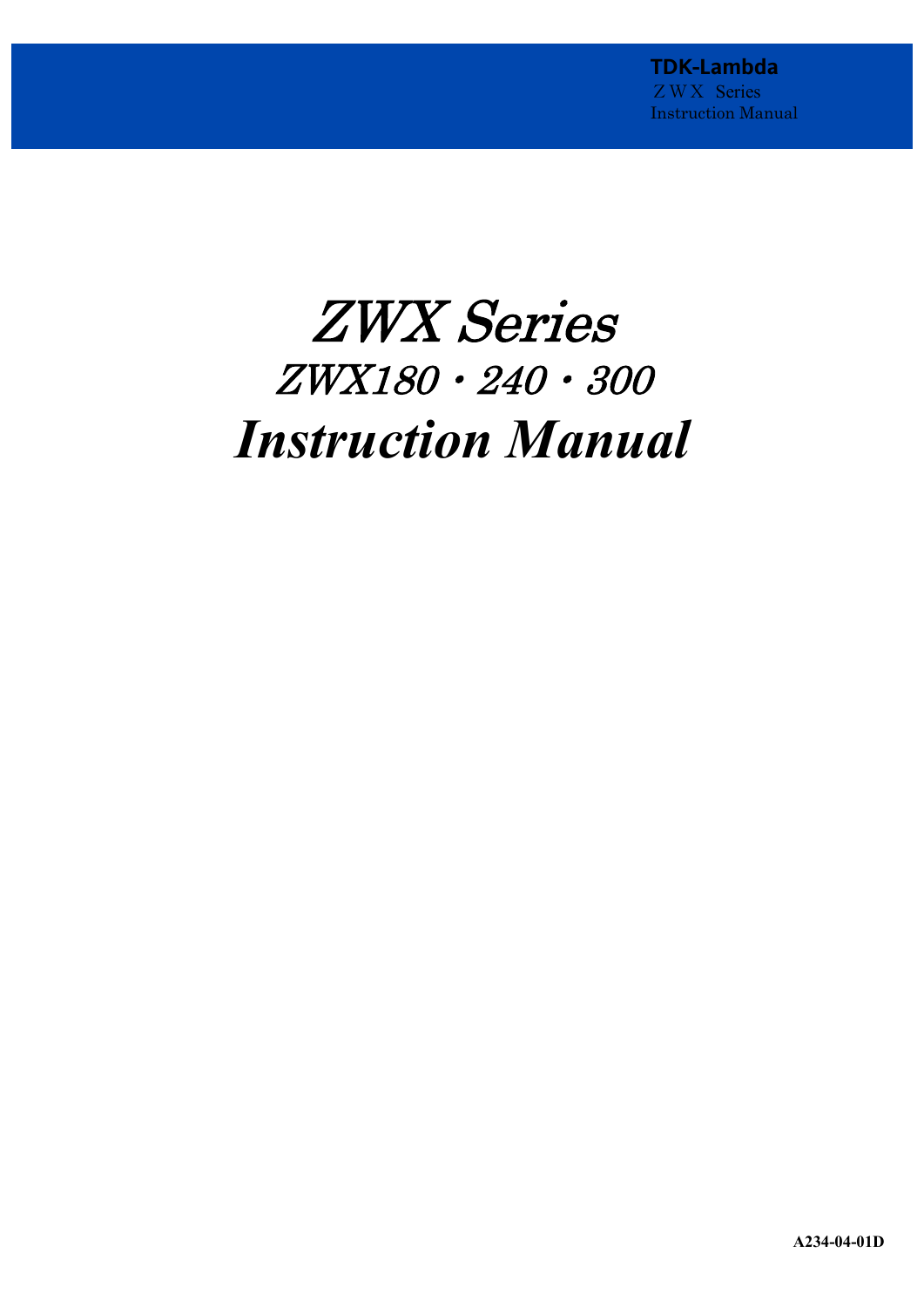TDK-Lambda
ZWX Series
Instruction Manual

# *ZWX Series*

## *ZWX180・240・300*

# ***Instruction Manual***

**A234-04-01D**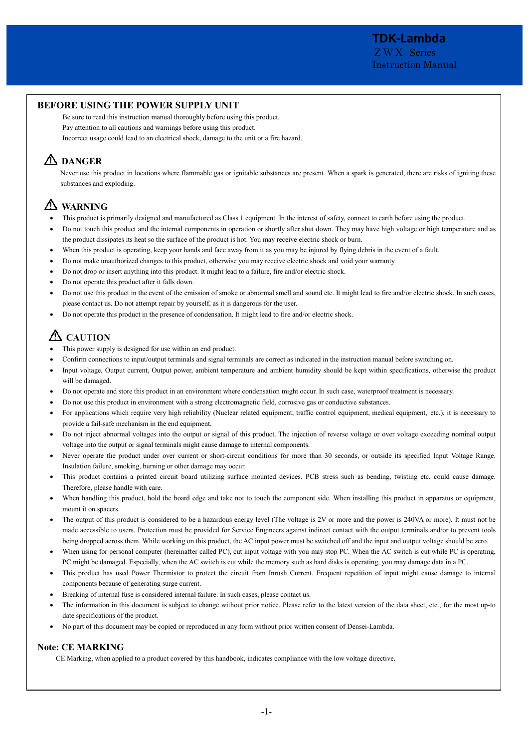## BEFORE USING THE POWER SUPPLY UNIT

Be sure to read this instruction manual thoroughly before using this product.
Pay attention to all cautions and warnings before using this product.
Incorrect usage could lead to an electrical shock, damage to the unit or a fire hazard.

### ⚠ DANGER

Never use this product in locations where flammable gas or ignitable substances are present. When a spark is generated, there are risks of igniting these substances and exploding.

### ⚠ WARNING

- This product is primarily designed and manufactured as Class 1 equipment. In the interest of safety, connect to earth before using the product.
- Do not touch this product and the internal components in operation or shortly after shut down. They may have high voltage or high temperature and as the product dissipates its heat so the surface of the product is hot. You may receive electric shock or burn.
- When this product is operating, keep your hands and face away from it as you may be injured by flying debris in the event of a fault.
- Do not make unauthorized changes to this product, otherwise you may receive electric shock and void your warranty.
- Do not drop or insert anything into this product. It might lead to a failure, fire and/or electric shock.
- Do not operate this product after it falls down.
- Do not use this product in the event of the emission of smoke or abnormal smell and sound etc. It might lead to fire and/or electric shock. In such cases, please contact us. Do not attempt repair by yourself, as it is dangerous for the user.
- Do not operate this product in the presence of condensation. It might lead to fire and/or electric shock.

### ⚠ CAUTION

- This power supply is designed for use within an end product.
- Confirm connections to input/output terminals and signal terminals are correct as indicated in the instruction manual before switching on.
- Input voltage, Output current, Output power, ambient temperature and ambient humidity should be kept within specifications, otherwise the product will be damaged.
- Do not operate and store this product in an environment where condensation might occur. In such case, waterproof treatment is necessary.
- Do not use this product in environment with a strong electromagnetic field, corrosive gas or conductive substances.
- For applications which require very high reliability (Nuclear related equipment, traffic control equipment, medical equipment, etc.), it is necessary to provide a fail-safe mechanism in the end equipment.
- Do not inject abnormal voltages into the output or signal of this product. The injection of reverse voltage or over voltage exceeding nominal output voltage into the output or signal terminals might cause damage to internal components.
- Never operate the product under over current or short-circuit conditions for more than 30 seconds, or outside its specified Input Voltage Range. Insulation failure, smoking, burning or other damage may occur.
- This product contains a printed circuit board utilizing surface mounted devices. PCB stress such as bending, twisting etc. could cause damage. Therefore, please handle with care.
- When handling this product, hold the board edge and take not to touch the component side. When installing this product in apparatus or equipment, mount it on spacers.
- The output of this product is considered to be a hazardous energy level (The voltage is 2V or more and the power is 240VA or more). It must not be made accessible to users. Protection must be provided for Service Engineers against indirect contact with the output terminals and/or to prevent tools being dropped across them. While working on this product, the AC input power must be switched off and the input and output voltage should be zero.
- When using for personal computer (hereinafter called PC), cut input voltage with you may stop PC. When the AC switch is cut while PC is operating, PC might be damaged. Especially, when the AC switch is cut while the memory such as hard disks is operating, you may damage data in a PC.
- This product has used Power Thermistor to protect the circuit from Inrush Current. Frequent repetition of input might cause damage to internal components because of generating surge current.
- Breaking of internal fuse is considered internal failure. In such cases, please contact us.
- The information in this document is subject to change without prior notice. Please refer to the latest version of the data sheet, etc., for the most up-to date specifications of the product.
- No part of this document may be copied or reproduced in any form without prior written consent of Densei-Lambda.

## Note: CE MARKING

CE Marking, when applied to a product covered by this handbook, indicates compliance with the low voltage directive.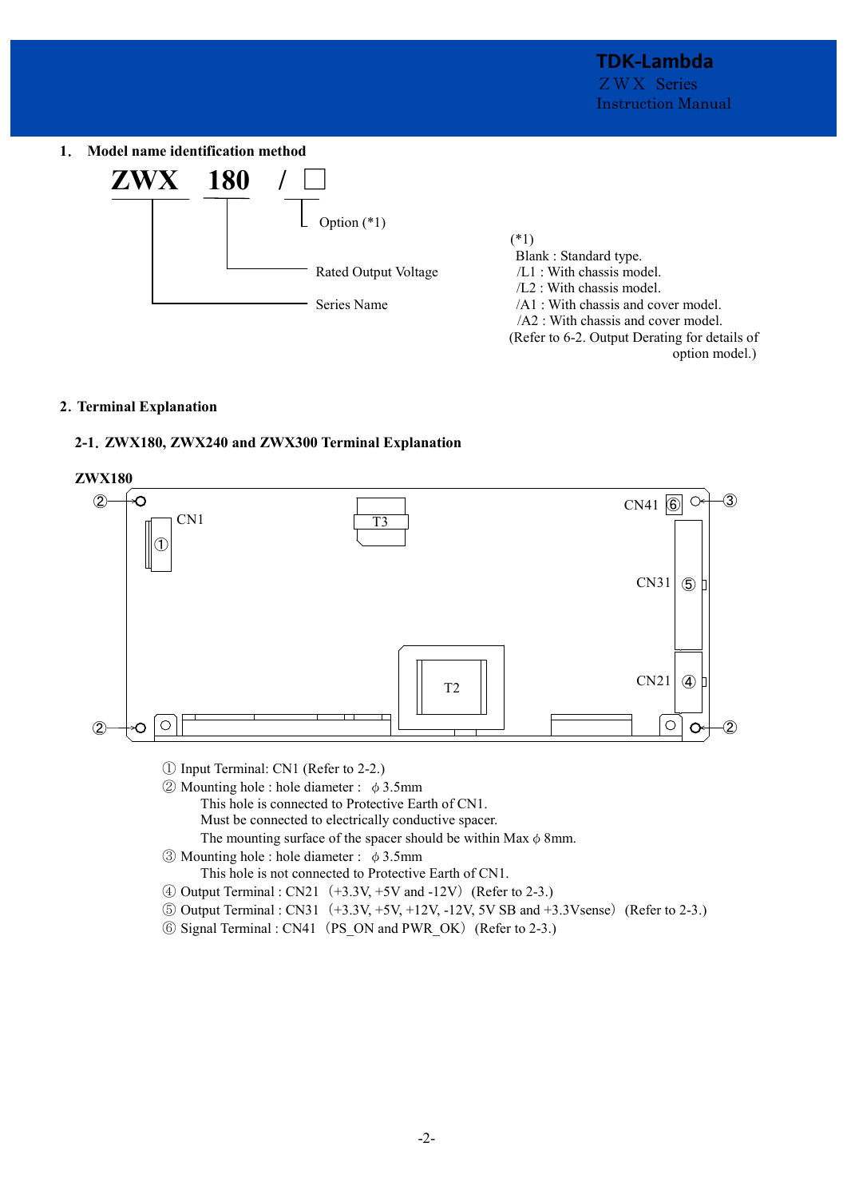## 1. Model name identification method

**ZWX 180 / □**

- Option (*1)
- Rated Output Voltage
- Series Name

(*1)
Blank : Standard type.
/L1 : With chassis model.
/L2 : With chassis model.
/A1 : With chassis and cover model.
/A2 : With chassis and cover model.
(Refer to 6-2. Output Derating for details of option model.)

## 2. Terminal Explanation

### 2-1. ZWX180, ZWX240 and ZWX300 Terminal Explanation

**ZWX180**

① Input Terminal: CN1 (Refer to 2-2.)

② Mounting hole : hole diameter : φ 3.5mm
This hole is connected to Protective Earth of CN1.
Must be connected to electrically conductive spacer.
The mounting surface of the spacer should be within Max φ 8mm.

③ Mounting hole : hole diameter : φ 3.5mm
This hole is not connected to Protective Earth of CN1.

④ Output Terminal : CN21（+3.3V, +5V and -12V）(Refer to 2-3.)

⑤ Output Terminal : CN31（+3.3V, +5V, +12V, -12V, 5V SB and +3.3Vsense）(Refer to 2-3.)

⑥ Signal Terminal : CN41（PS_ON and PWR_OK）(Refer to 2-3.)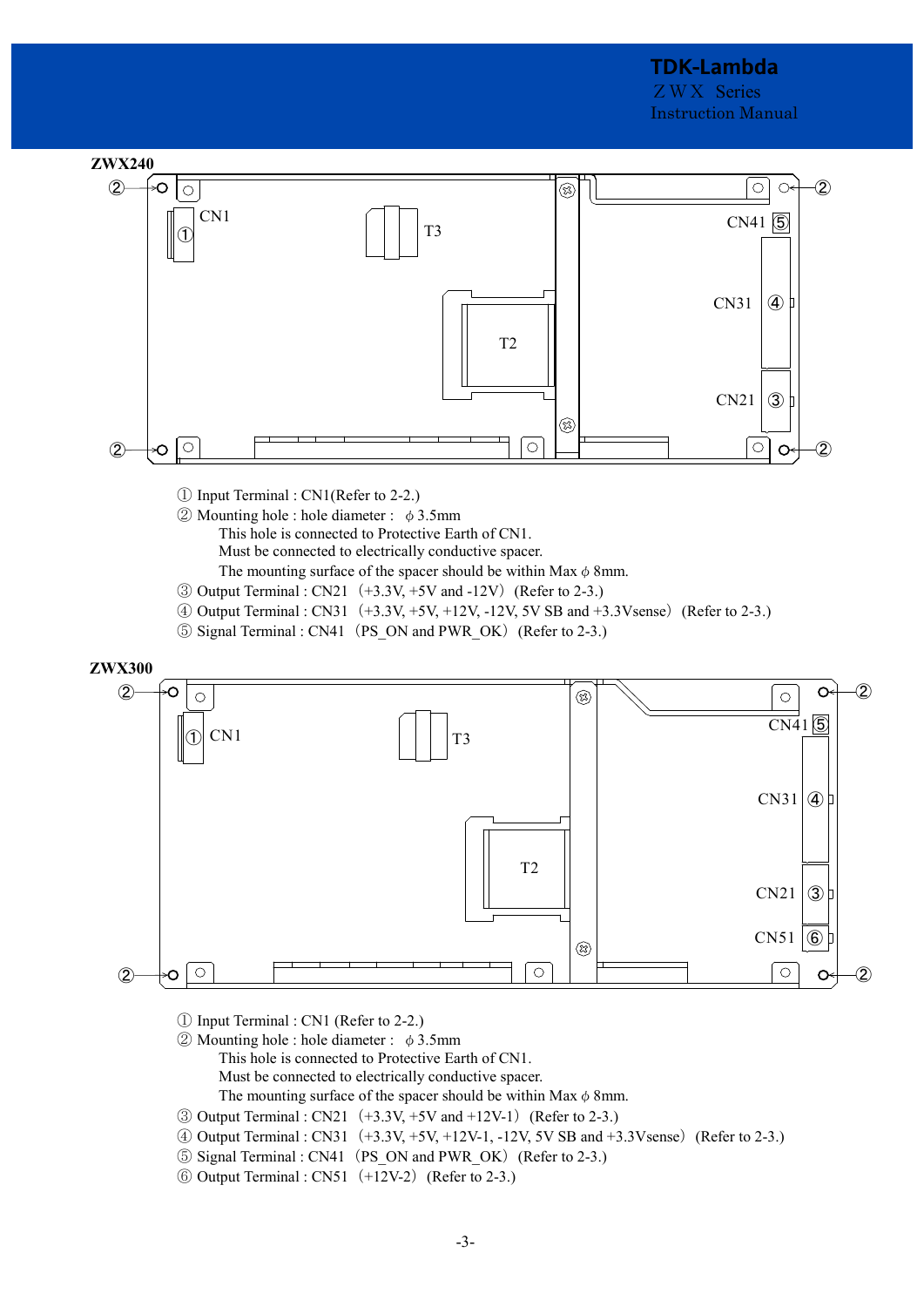## ZWX240

① Input Terminal : CN1(Refer to 2-2.)
② Mounting hole : hole diameter : ϕ 3.5mm
This hole is connected to Protective Earth of CN1.
Must be connected to electrically conductive spacer.
The mounting surface of the spacer should be within Max ϕ 8mm.
③ Output Terminal : CN21（+3.3V, +5V and -12V）(Refer to 2-3.)
④ Output Terminal : CN31（+3.3V, +5V, +12V, -12V, 5V SB and +3.3Vsense）(Refer to 2-3.)
⑤ Signal Terminal : CN41（PS_ON and PWR_OK）(Refer to 2-3.)

## ZWX300

① Input Terminal : CN1 (Refer to 2-2.)
② Mounting hole : hole diameter : ϕ 3.5mm
This hole is connected to Protective Earth of CN1.
Must be connected to electrically conductive spacer.
The mounting surface of the spacer should be within Max ϕ 8mm.
③ Output Terminal : CN21（+3.3V, +5V and +12V-1）(Refer to 2-3.)
④ Output Terminal : CN31（+3.3V, +5V, +12V-1, -12V, 5V SB and +3.3Vsense）(Refer to 2-3.)
⑤ Signal Terminal : CN41（PS_ON and PWR_OK）(Refer to 2-3.)
⑥ Output Terminal : CN51（+12V-2）(Refer to 2-3.)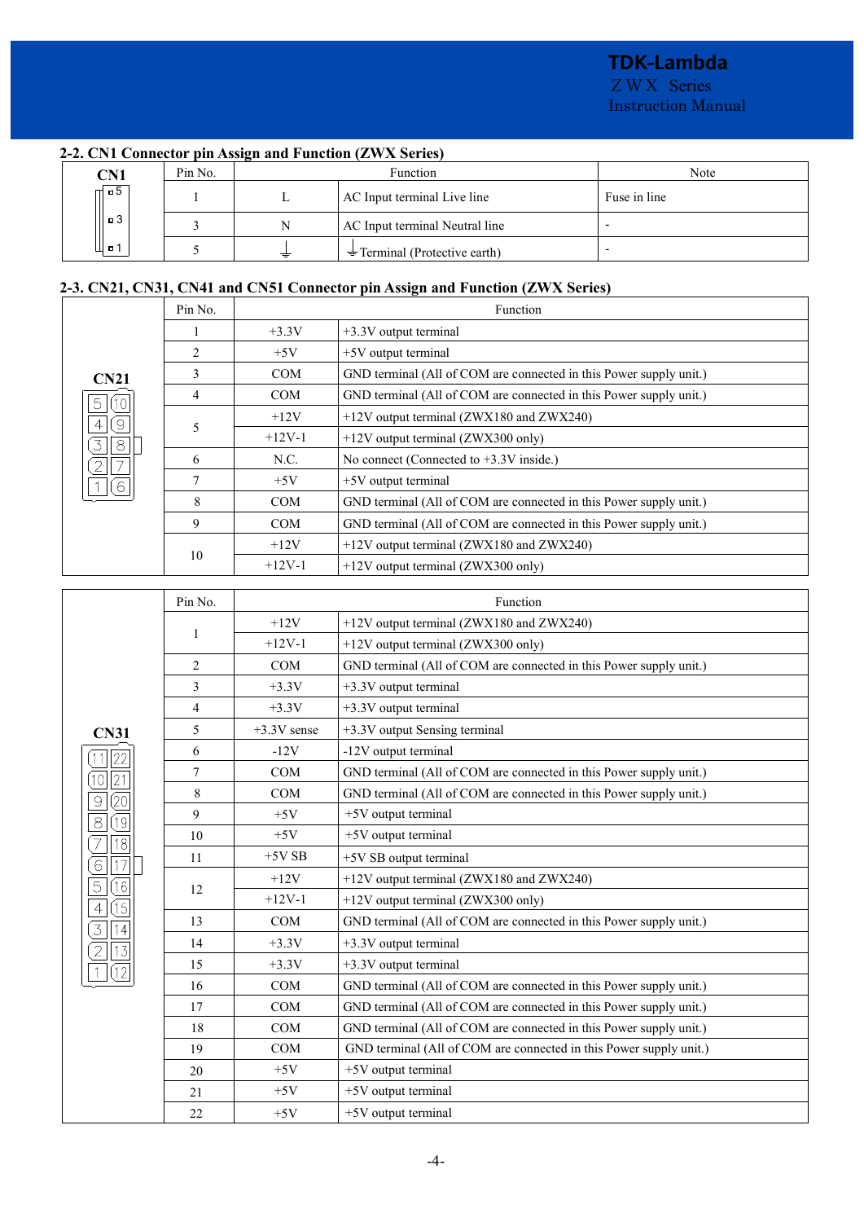## 2-2. CN1 Connector pin Assign and Function (ZWX Series)

| CN1 | Pin No. | Function | | Note |
|---|---|---|---|---|
| | 1 | L | AC Input terminal Live line | Fuse in line |
| | 3 | N | AC Input terminal Neutral line | - |
| | 5 | ⏚ | ⏚Terminal (Protective earth) | - |

## 2-3. CN21, CN31, CN41 and CN51 Connector pin Assign and Function (ZWX Series)

| CN21 | Pin No. | Function | |
|---|---|---|---|
| | 1 | +3.3V | +3.3V output terminal |
| | 2 | +5V | +5V output terminal |
| | 3 | COM | GND terminal (All of COM are connected in this Power supply unit.) |
| | 4 | COM | GND terminal (All of COM are connected in this Power supply unit.) |
| | 5 | +12V | +12V output terminal (ZWX180 and ZWX240) |
| | | +12V-1 | +12V output terminal (ZWX300 only) |
| | 6 | N.C. | No connect (Connected to +3.3V inside.) |
| | 7 | +5V | +5V output terminal |
| | 8 | COM | GND terminal (All of COM are connected in this Power supply unit.) |
| | 9 | COM | GND terminal (All of COM are connected in this Power supply unit.) |
| | 10 | +12V | +12V output terminal (ZWX180 and ZWX240) |
| | | +12V-1 | +12V output terminal (ZWX300 only) |

| CN31 | Pin No. | Function | |
|---|---|---|---|
| | 1 | +12V | +12V output terminal (ZWX180 and ZWX240) |
| | | +12V-1 | +12V output terminal (ZWX300 only) |
| | 2 | COM | GND terminal (All of COM are connected in this Power supply unit.) |
| | 3 | +3.3V | +3.3V output terminal |
| | 4 | +3.3V | +3.3V output terminal |
| | 5 | +3.3V sense | +3.3V output Sensing terminal |
| | 6 | -12V | -12V output terminal |
| | 7 | COM | GND terminal (All of COM are connected in this Power supply unit.) |
| | 8 | COM | GND terminal (All of COM are connected in this Power supply unit.) |
| | 9 | +5V | +5V output terminal |
| | 10 | +5V | +5V output terminal |
| | 11 | +5V SB | +5V SB output terminal |
| | 12 | +12V | +12V output terminal (ZWX180 and ZWX240) |
| | | +12V-1 | +12V output terminal (ZWX300 only) |
| | 13 | COM | GND terminal (All of COM are connected in this Power supply unit.) |
| | 14 | +3.3V | +3.3V output terminal |
| | 15 | +3.3V | +3.3V output terminal |
| | 16 | COM | GND terminal (All of COM are connected in this Power supply unit.) |
| | 17 | COM | GND terminal (All of COM are connected in this Power supply unit.) |
| | 18 | COM | GND terminal (All of COM are connected in this Power supply unit.) |
| | 19 | COM | GND terminal (All of COM are connected in this Power supply unit.) |
| | 20 | +5V | +5V output terminal |
| | 21 | +5V | +5V output terminal |
| | 22 | +5V | +5V output terminal |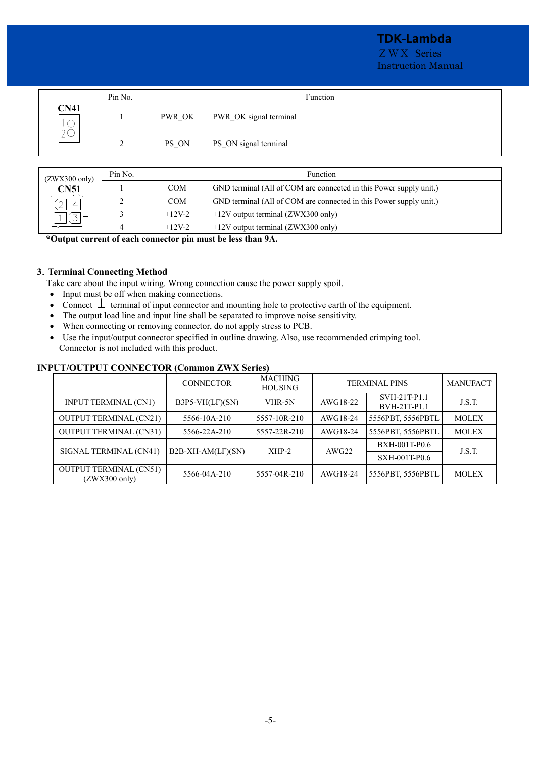| CN41 | Pin No. | Function | |
|---|---|---|---|
| | 1 | PWR_OK | PWR_OK signal terminal |
| | 2 | PS_ON | PS_ON signal terminal |

| (ZWX300 only) CN51 | Pin No. | Function | |
|---|---|---|---|
| | 1 | COM | GND terminal (All of COM are connected in this Power supply unit.) |
| | 2 | COM | GND terminal (All of COM are connected in this Power supply unit.) |
| | 3 | +12V-2 | +12V output terminal (ZWX300 only) |
| | 4 | +12V-2 | +12V output terminal (ZWX300 only) |

**\*Output current of each connector pin must be less than 9A.**

### 3. Terminal Connecting Method

Take care about the input wiring. Wrong connection cause the power supply spoil.

- Input must be off when making connections.
- Connect ⏚ terminal of input connector and mounting hole to protective earth of the equipment.
- The output load line and input line shall be separated to improve noise sensitivity.
- When connecting or removing connector, do not apply stress to PCB.
- Use the input/output connector specified in outline drawing. Also, use recommended crimping tool.
  Connector is not included with this product.

**INPUT/OUTPUT CONNECTOR (Common ZWX Series)**

| | CONNECTOR | MACHING HOUSING | TERMINAL PINS | | MANUFACT |
|---|---|---|---|---|---|
| INPUT TERMINAL (CN1) | B3P5-VH(LF)(SN) | VHR-5N | AWG18-22 | SVH-21T-P1.1 BVH-21T-P1.1 | J.S.T. |
| OUTPUT TERMINAL (CN21) | 5566-10A-210 | 5557-10R-210 | AWG18-24 | 5556PBT, 5556PBTL | MOLEX |
| OUTPUT TERMINAL (CN31) | 5566-22A-210 | 5557-22R-210 | AWG18-24 | 5556PBT, 5556PBTL | MOLEX |
| SIGNAL TERMINAL (CN41) | B2B-XH-AM(LF)(SN) | XHP-2 | AWG22 | BXH-001T-P0.6 SXH-001T-P0.6 | J.S.T. |
| OUTPUT TERMINAL (CN51) (ZWX300 only) | 5566-04A-210 | 5557-04R-210 | AWG18-24 | 5556PBT, 5556PBTL | MOLEX |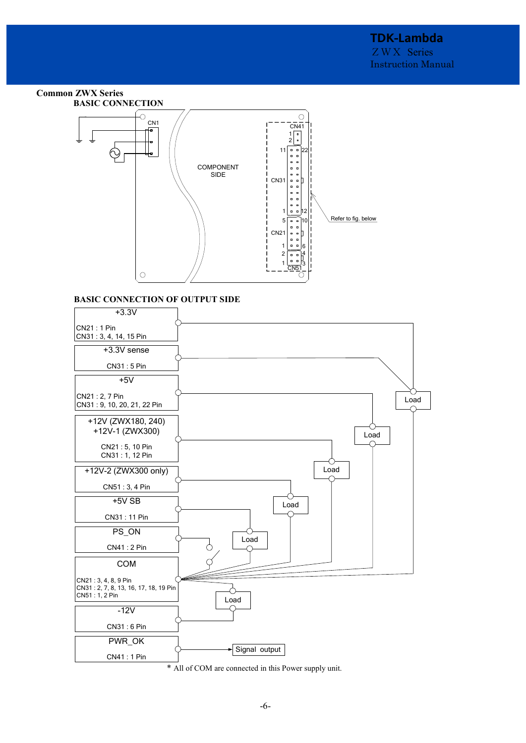## Common ZWX Series

### BASIC CONNECTION

CN1

COMPONENT SIDE

CN41

CN31

CN21

CN51

Refer to fig. below

### BASIC CONNECTION OF OUTPUT SIDE

| Output | Pins |
|---|---|
| +3.3V | CN21 : 1 Pin<br>CN31 : 3, 4, 14, 15 Pin |
| +3.3V sense | CN31 : 5 Pin |
| +5V | CN21 : 2, 7 Pin<br>CN31 : 9, 10, 20, 21, 22 Pin |
| +12V (ZWX180, 240)<br>+12V-1 (ZWX300) | CN21 : 5, 10 Pin<br>CN31 : 1, 12 Pin |
| +12V-2 (ZWX300 only) | CN51 : 3, 4 Pin |
| +5V SB | CN31 : 11 Pin |
| PS_ON | CN41 : 2 Pin |
| COM | CN21 : 3, 4, 8, 9 Pin<br>CN31 : 2, 7, 8, 13, 16, 17, 18, 19 Pin<br>CN51 : 1, 2 Pin |
| -12V | CN31 : 6 Pin |
| PWR_OK | CN41 : 1 Pin |

Load

Signal output

\* All of COM are connected in this Power supply unit.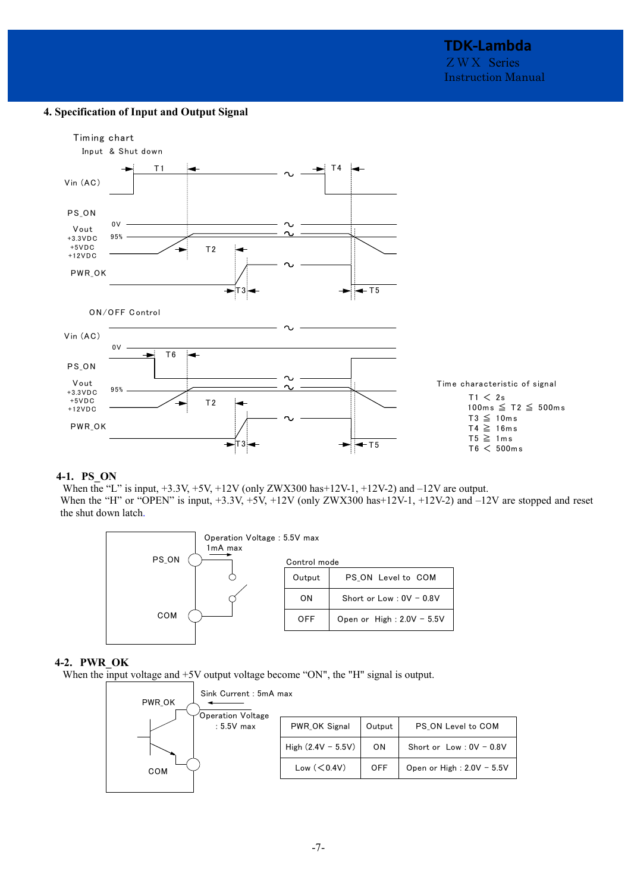## 4. Specification of Input and Output Signal

Timing chart

Input & Shut down

ON/OFF Control

Time characteristic of signal

T1 < 2s
100ms ≦ T2 ≦ 500ms
T3 ≦ 10ms
T4 ≧ 16ms
T5 ≧ 1ms
T6 < 500ms

### 4-1. PS_ON

When the "L" is input, +3.3V, +5V, +12V (only ZWX300 has+12V-1, +12V-2) and –12V are output.
When the "H" or "OPEN" is input, +3.3V, +5V, +12V (only ZWX300 has+12V-1, +12V-2) and –12V are stopped and reset the shut down latch.

Operation Voltage : 5.5V max
1mA max

Control mode

| Output | PS_ON Level to COM |
|---|---|
| ON | Short or Low : 0V – 0.8V |
| OFF | Open or High : 2.0V – 5.5V |

### 4-2. PWR_OK

When the input voltage and +5V output voltage become "ON", the "H" signal is output.

Sink Current : 5mA max
Operation Voltage : 5.5V max

| PWR_OK Signal | Output | PS_ON Level to COM |
|---|---|---|
| High (2.4V – 5.5V) | ON | Short or Low : 0V – 0.8V |
| Low (<0.4V) | OFF | Open or High : 2.0V – 5.5V |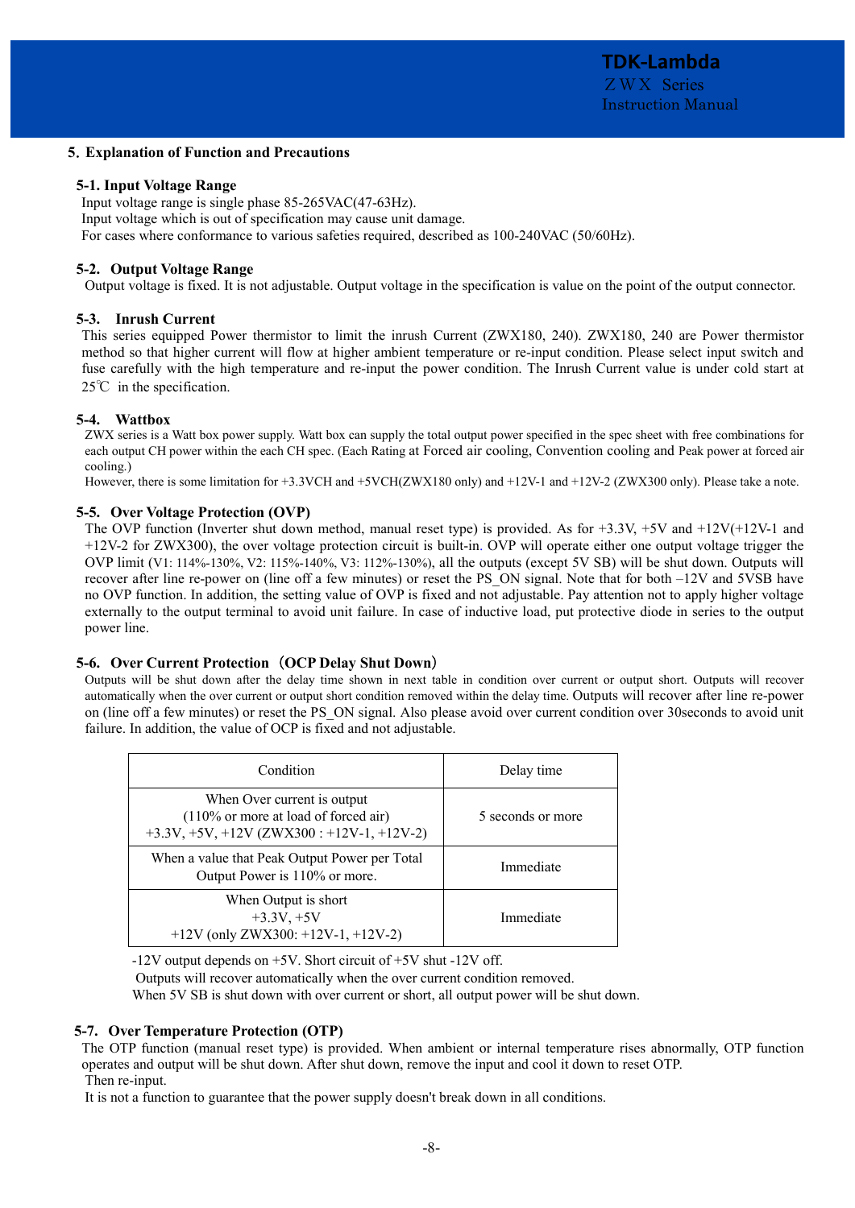## 5. Explanation of Function and Precautions

### 5-1. Input Voltage Range

Input voltage range is single phase 85-265VAC(47-63Hz).
Input voltage which is out of specification may cause unit damage.
For cases where conformance to various safeties required, described as 100-240VAC (50/60Hz).

### 5-2. Output Voltage Range

Output voltage is fixed. It is not adjustable. Output voltage in the specification is value on the point of the output connector.

### 5-3. Inrush Current

This series equipped Power thermistor to limit the inrush Current (ZWX180, 240). ZWX180, 240 are Power thermistor method so that higher current will flow at higher ambient temperature or re-input condition. Please select input switch and fuse carefully with the high temperature and re-input the power condition. The Inrush Current value is under cold start at 25℃ in the specification.

### 5-4. Wattbox

ZWX series is a Watt box power supply. Watt box can supply the total output power specified in the spec sheet with free combinations for each output CH power within the each CH spec. (Each Rating at Forced air cooling, Convention cooling and Peak power at forced air cooling.)
However, there is some limitation for +3.3VCH and +5VCH(ZWX180 only) and +12V-1 and +12V-2 (ZWX300 only). Please take a note.

### 5-5. Over Voltage Protection (OVP)

The OVP function (Inverter shut down method, manual reset type) is provided. As for +3.3V, +5V and +12V(+12V-1 and +12V-2 for ZWX300), the over voltage protection circuit is built-in. OVP will operate either one output voltage trigger the OVP limit (V1: 114%-130%, V2: 115%-140%, V3: 112%-130%), all the outputs (except 5V SB) will be shut down. Outputs will recover after line re-power on (line off a few minutes) or reset the PS_ON signal. Note that for both –12V and 5VSB have no OVP function. In addition, the setting value of OVP is fixed and not adjustable. Pay attention not to apply higher voltage externally to the output terminal to avoid unit failure. In case of inductive load, put protective diode in series to the output power line.

### 5-6. Over Current Protection（OCP Delay Shut Down）

Outputs will be shut down after the delay time shown in next table in condition over current or output short. Outputs will recover automatically when the over current or output short condition removed within the delay time. Outputs will recover after line re-power on (line off a few minutes) or reset the PS_ON signal. Also please avoid over current condition over 30seconds to avoid unit failure. In addition, the value of OCP is fixed and not adjustable.

| Condition | Delay time |
|---|---|
| When Over current is output<br>(110% or more at load of forced air)<br>+3.3V, +5V, +12V (ZWX300 : +12V-1, +12V-2) | 5 seconds or more |
| When a value that Peak Output Power per Total Output Power is 110% or more. | Immediate |
| When Output is short<br>+3.3V, +5V<br>+12V (only ZWX300: +12V-1, +12V-2) | Immediate |

-12V output depends on +5V. Short circuit of +5V shut -12V off.
Outputs will recover automatically when the over current condition removed.
When 5V SB is shut down with over current or short, all output power will be shut down.

### 5-7. Over Temperature Protection (OTP)

The OTP function (manual reset type) is provided. When ambient or internal temperature rises abnormally, OTP function operates and output will be shut down. After shut down, remove the input and cool it down to reset OTP.
Then re-input.
It is not a function to guarantee that the power supply doesn't break down in all conditions.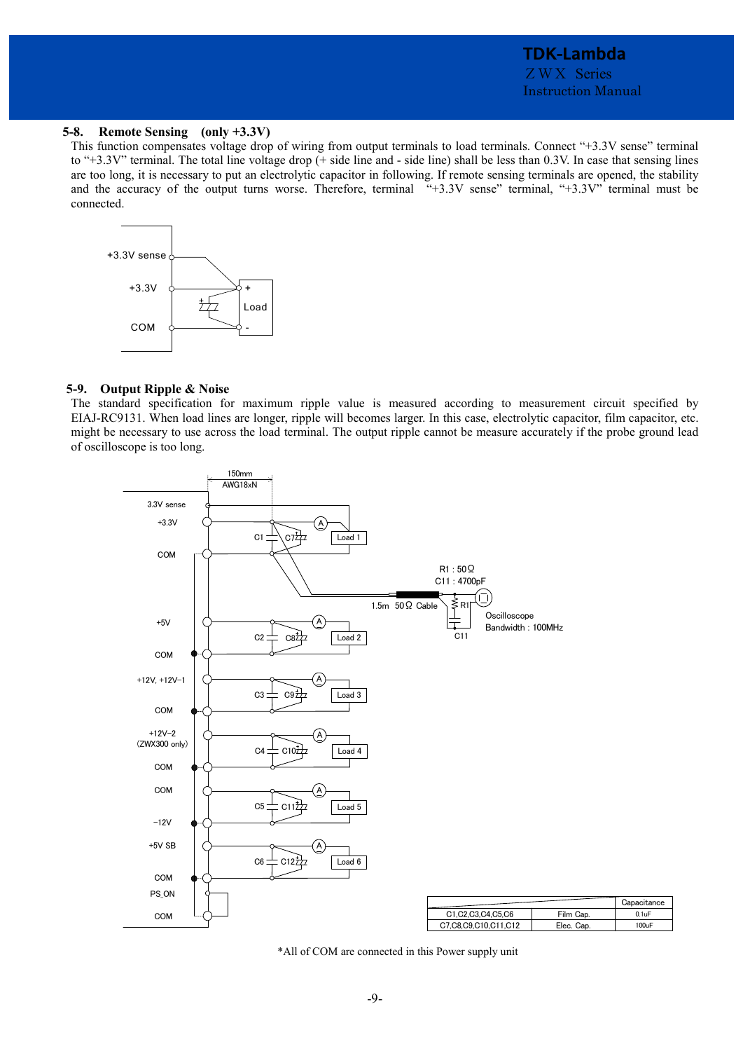## 5-8. Remote Sensing (only +3.3V)

This function compensates voltage drop of wiring from output terminals to load terminals. Connect "+3.3V sense" terminal to "+3.3V" terminal. The total line voltage drop (+ side line and - side line) shall be less than 0.3V. In case that sensing lines are too long, it is necessary to put an electrolytic capacitor in following. If remote sensing terminals are opened, the stability and the accuracy of the output turns worse. Therefore, terminal "+3.3V sense" terminal, "+3.3V" terminal must be connected.

+3.3V sense

+3.3V

COM

Load

## 5-9. Output Ripple & Noise

The standard specification for maximum ripple value is measured according to measurement circuit specified by EIAJ-RC9131. When load lines are longer, ripple will becomes larger. In this case, electrolytic capacitor, film capacitor, etc. might be necessary to use across the load terminal. The output ripple cannot be measure accurately if the probe ground lead of oscilloscope is too long.

150mm
AWG18xN

3.3V sense
+3.3V
COM
+5V
COM
+12V, +12V−1
COM
+12V−2 (ZWX300 only)
COM
COM
−12V
+5V SB
COM
PS_ON
COM

Load 1, Load 2, Load 3, Load 4, Load 5, Load 6

R1 : 50Ω
C11 : 4700pF
1.5m 50Ω Cable
Oscilloscope
Bandwidth : 100MHz

| | | Capacitance |
|---|---|---|
| C1,C2,C3,C4,C5,C6 | Film Cap. | 0.1uF |
| C7,C8,C9,C10,C11,C12 | Elec. Cap. | 100uF |

*All of COM are connected in this Power supply unit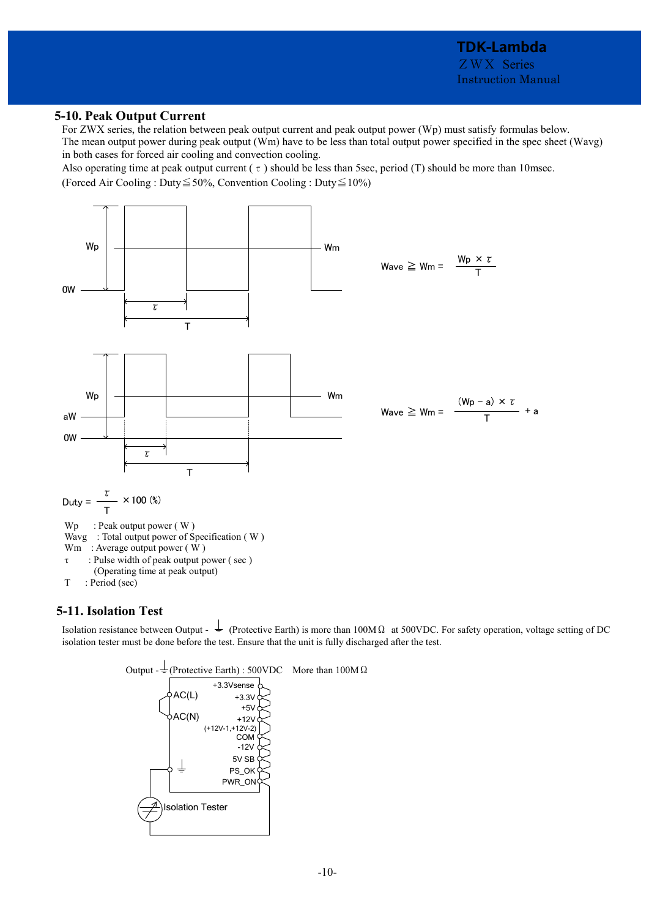## 5-10. Peak Output Current

For ZWX series, the relation between peak output current and peak output power (Wp) must satisfy formulas below.
The mean output power during peak output (Wm) have to be less than total output power specified in the spec sheet (Wavg) in both cases for forced air cooling and convection cooling.
Also operating time at peak output current ( $\tau$ ) should be less than 5sec, period (T) should be more than 10msec.
(Forced Air Cooling : Duty≦50%, Convention Cooling : Duty≦10%)

$$\text{Wave} \geqq \text{Wm} = \frac{\text{Wp} \times \tau}{\text{T}}$$

$$\text{Wave} \geqq \text{Wm} = \frac{(\text{Wp} - \text{a}) \times \tau}{\text{T}} + \text{a}$$

$$\text{Duty} = \frac{\tau}{\text{T}} \times 100\ (\%)$$

Wp : Peak output power ( W )
Wavg : Total output power of Specification ( W )
Wm : Average output power ( W )
$\tau$ : Pulse width of peak output power ( sec )
(Operating time at peak output)
T : Period (sec)

## 5-11. Isolation Test

Isolation resistance between Output - ⏚ (Protective Earth) is more than 100MΩ at 500VDC. For safety operation, voltage setting of DC isolation tester must be done before the test. Ensure that the unit is fully discharged after the test.

Output - ⏚ (Protective Earth) : 500VDC More than 100MΩ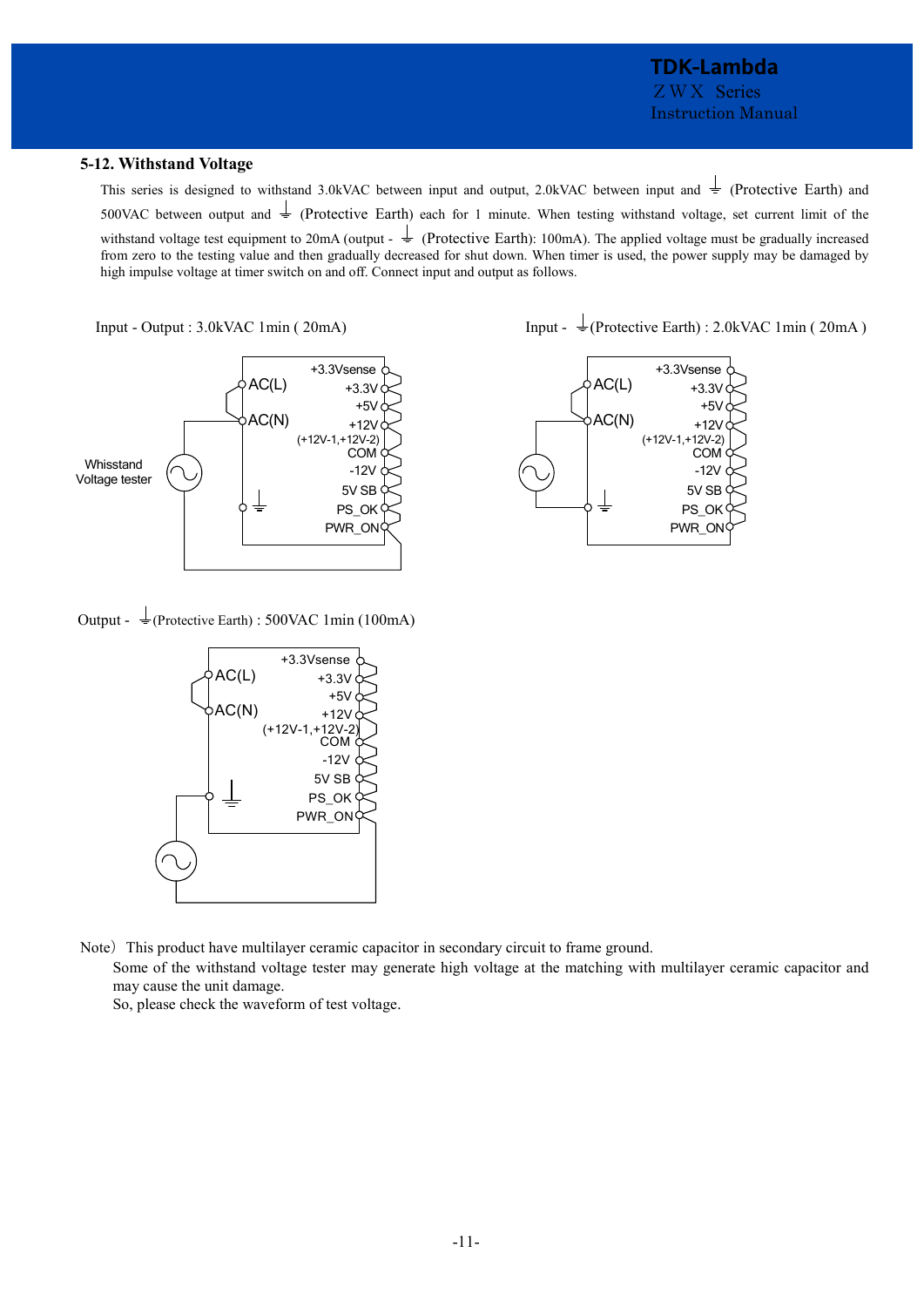## 5-12. Withstand Voltage

This series is designed to withstand 3.0kVAC between input and output, 2.0kVAC between input and ⏚ (Protective Earth) and 500VAC between output and ⏚ (Protective Earth) each for 1 minute. When testing withstand voltage, set current limit of the withstand voltage test equipment to 20mA (output - ⏚ (Protective Earth): 100mA). The applied voltage must be gradually increased from zero to the testing value and then gradually decreased for shut down. When timer is used, the power supply may be damaged by high impulse voltage at timer switch on and off. Connect input and output as follows.

Input - Output : 3.0kVAC 1min ( 20mA)

Input - ⏚(Protective Earth) : 2.0kVAC 1min ( 20mA )

Output - ⏚(Protective Earth) : 500VAC 1min (100mA)

Note）This product have multilayer ceramic capacitor in secondary circuit to frame ground.
Some of the withstand voltage tester may generate high voltage at the matching with multilayer ceramic capacitor and may cause the unit damage.
So, please check the waveform of test voltage.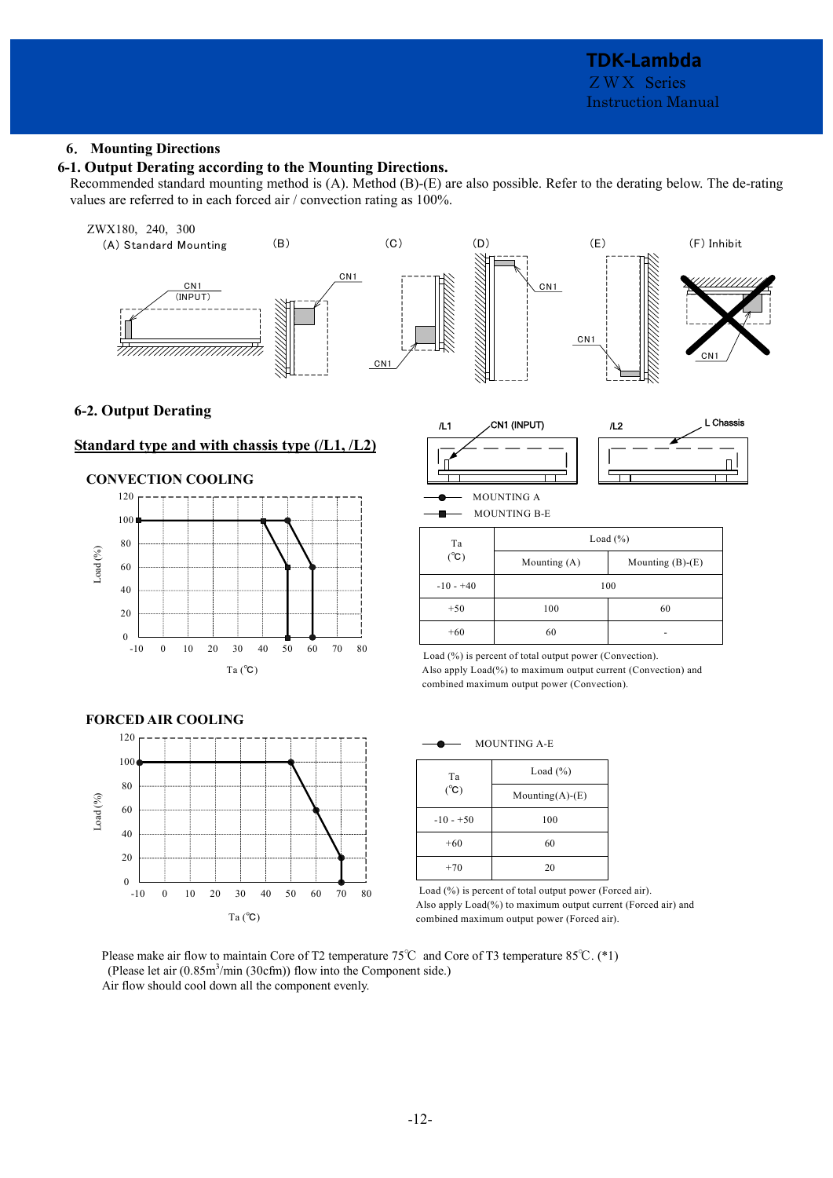## 6. Mounting Directions

### 6-1. Output Derating according to the Mounting Directions.

Recommended standard mounting method is (A). Method (B)-(E) are also possible. Refer to the derating below. The de-rating values are referred to in each forced air / convection rating as 100%.

ZWX180, 240, 300

(A) Standard Mounting　(B)　(C)　(D)　(E)　(F) Inhibit

### 6-2. Output Derating

**Standard type and with chassis type (/L1, /L2)**

**CONVECTION COOLING**

MOUNTING A
MOUNTING B-E

| Ta (℃) | Load (%) | |
|---|---|---|
| | Mounting (A) | Mounting (B)-(E) |
| -10 - +40 | 100 | |
| +50 | 100 | 60 |
| +60 | 60 | - |

Load (%) is percent of total output power (Convection).
Also apply Load(%) to maximum output current (Convection) and combined maximum output power (Convection).

**FORCED AIR COOLING**

MOUNTING A-E

| Ta (℃) | Load (%) |
|---|---|
| | Mounting(A)-(E) |
| -10 - +50 | 100 |
| +60 | 60 |
| +70 | 20 |

Load (%) is percent of total output power (Forced air).
Also apply Load(%) to maximum output current (Forced air) and combined maximum output power (Forced air).

Please make air flow to maintain Core of T2 temperature 75℃ and Core of T3 temperature 85℃. (*1)
(Please let air (0.85m$^3$/min (30cfm)) flow into the Component side.)
Air flow should cool down all the component evenly.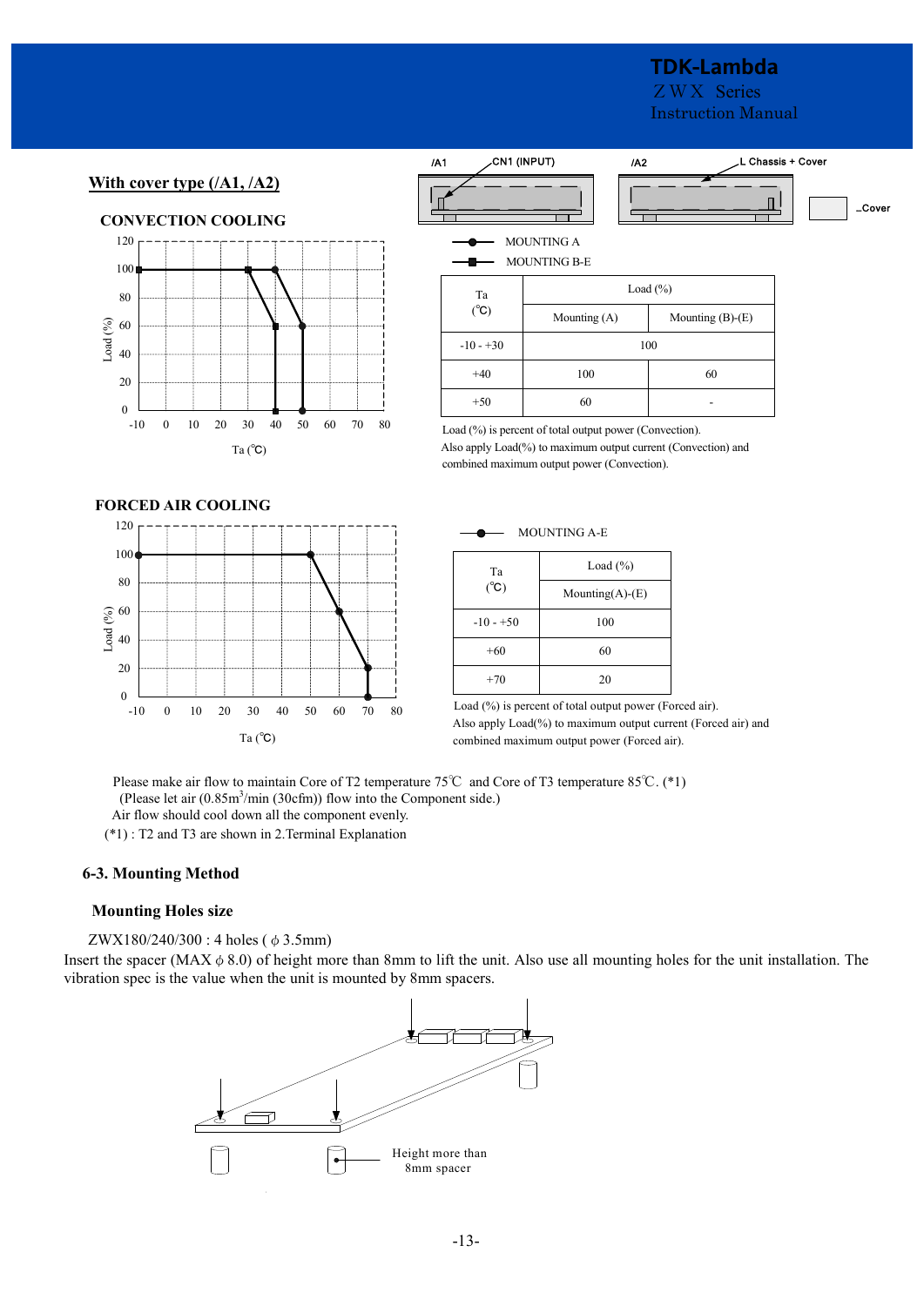## With cover type (/A1, /A2)

### CONVECTION COOLING

/A1 CN1 (INPUT)

/A2 L Chassis + Cover

...Cover

MOUNTING A

MOUNTING B-E

| Ta (℃) | Load (%) | |
|---|---|---|
| | Mounting (A) | Mounting (B)-(E) |
| -10 - +30 | 100 | |
| +40 | 100 | 60 |
| +50 | 60 | - |

Load (%) is percent of total output power (Convection).
Also apply Load(%) to maximum output current (Convection) and combined maximum output power (Convection).

### FORCED AIR COOLING

MOUNTING A-E

| Ta (℃) | Load (%) |
|---|---|
| | Mounting(A)-(E) |
| -10 - +50 | 100 |
| +60 | 60 |
| +70 | 20 |

Load (%) is percent of total output power (Forced air).
Also apply Load(%) to maximum output current (Forced air) and combined maximum output power (Forced air).

Please make air flow to maintain Core of T2 temperature 75℃ and Core of T3 temperature 85℃. (*1)
(Please let air (0.85$m^3$/min (30cfm)) flow into the Component side.)
Air flow should cool down all the component evenly.
(*1) : T2 and T3 are shown in 2.Terminal Explanation

### 6-3. Mounting Method

#### Mounting Holes size

ZWX180/240/300 : 4 holes ( $\phi$ 3.5mm)

Insert the spacer (MAX $\phi$ 8.0) of height more than 8mm to lift the unit. Also use all mounting holes for the unit installation. The vibration spec is the value when the unit is mounted by 8mm spacers.

Height more than 8mm spacer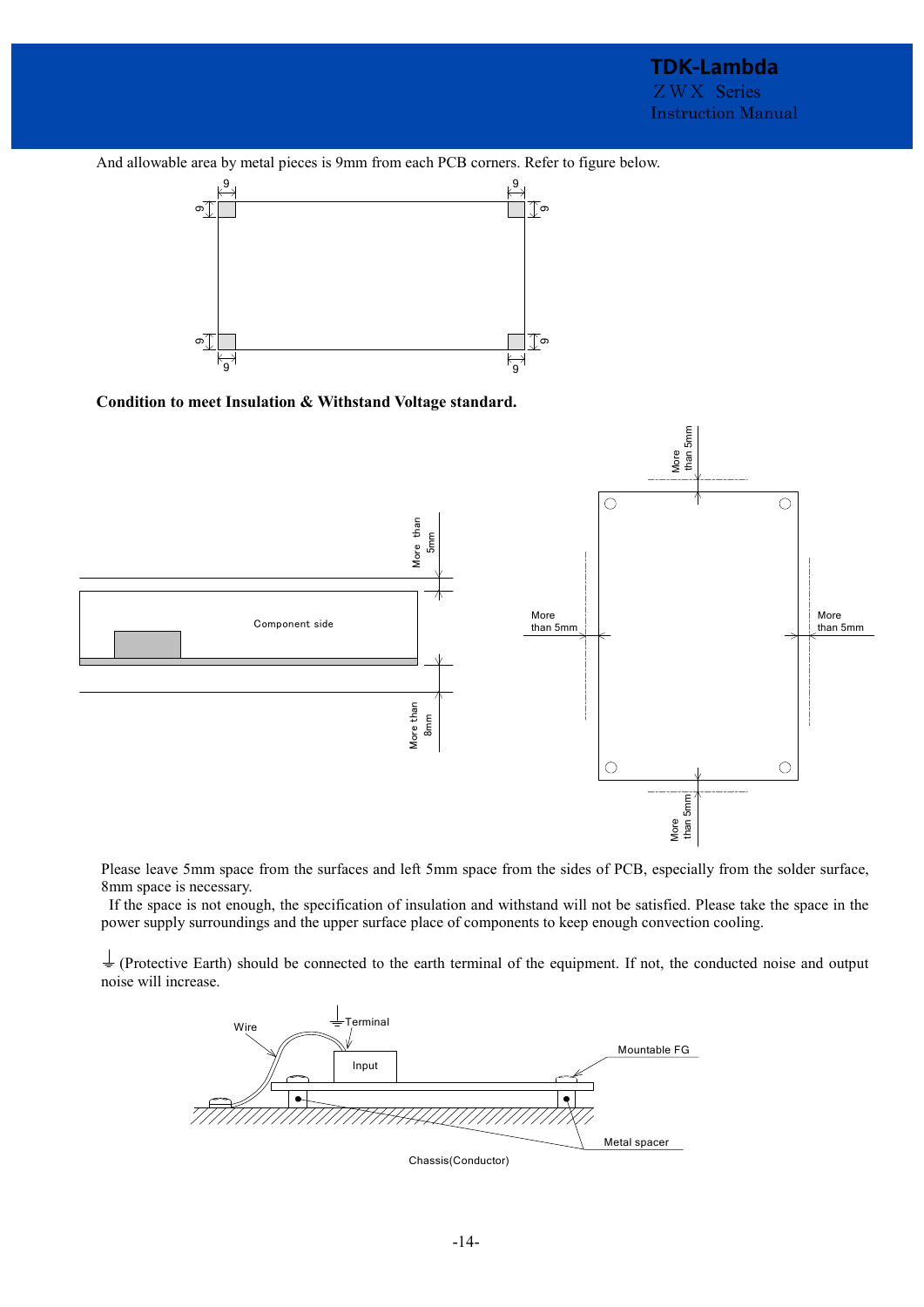And allowable area by metal pieces is 9mm from each PCB corners. Refer to figure below.

**Condition to meet Insulation & Withstand Voltage standard.**

Please leave 5mm space from the surfaces and left 5mm space from the sides of PCB, especially from the solder surface, 8mm space is necessary.

If the space is not enough, the specification of insulation and withstand will not be satisfied. Please take the space in the power supply surroundings and the upper surface place of components to keep enough convection cooling.

⏚ (Protective Earth) should be connected to the earth terminal of the equipment. If not, the conducted noise and output noise will increase.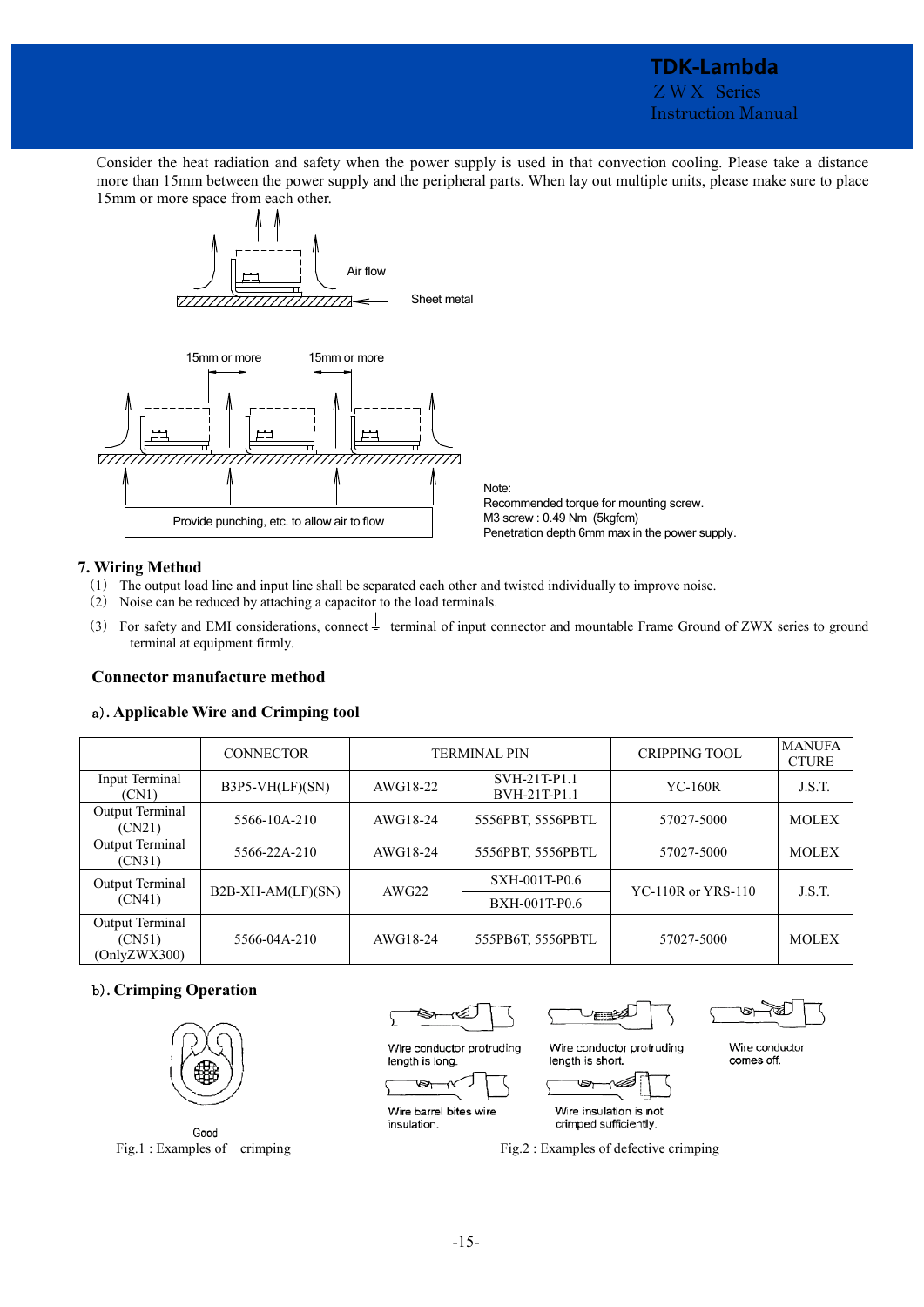Consider the heat radiation and safety when the power supply is used in that convection cooling. Please take a distance more than 15mm between the power supply and the peripheral parts. When lay out multiple units, please make sure to place 15mm or more space from each other.

Air flow

Sheet metal

15mm or more

15mm or more

Provide punching, etc. to allow air to flow

Note:
Recommended torque for mounting screw.
M3 screw : 0.49 Nm (5kgfcm)
Penetration depth 6mm max in the power supply.

## 7. Wiring Method

(1) The output load line and input line shall be separated each other and twisted individually to improve noise.

(2) Noise can be reduced by attaching a capacitor to the load terminals.

(3) For safety and EMI considerations, connect ⏚ terminal of input connector and mountable Frame Ground of ZWX series to ground terminal at equipment firmly.

### Connector manufacture method

#### a). Applicable Wire and Crimping tool

| | CONNECTOR | TERMINAL PIN | | CRIPPING TOOL | MANUFACTURE |
|---|---|---|---|---|---|
| Input Terminal (CN1) | B3P5-VH(LF)(SN) | AWG18-22 | SVH-21T-P1.1 BVH-21T-P1.1 | YC-160R | J.S.T. |
| Output Terminal (CN21) | 5566-10A-210 | AWG18-24 | 5556PBT, 5556PBTL | 57027-5000 | MOLEX |
| Output Terminal (CN31) | 5566-22A-210 | AWG18-24 | 5556PBT, 5556PBTL | 57027-5000 | MOLEX |
| Output Terminal (CN41) | B2B-XH-AM(LF)(SN) | AWG22 | SXH-001T-P0.6 | YC-110R or YRS-110 | J.S.T. |
| | | | BXH-001T-P0.6 | | |
| Output Terminal (CN51) (OnlyZWX300) | 5566-04A-210 | AWG18-24 | 555PB6T, 5556PBTL | 57027-5000 | MOLEX |

#### b). Crimping Operation

Good

Fig.1 : Examples of crimping

Wire conductor protruding length is long.

Wire conductor protruding length is short.

Wire conductor comes off.

Wire barrel bites wire insulation.

Wire insulation is not crimped sufficiently.

Fig.2 : Examples of defective crimping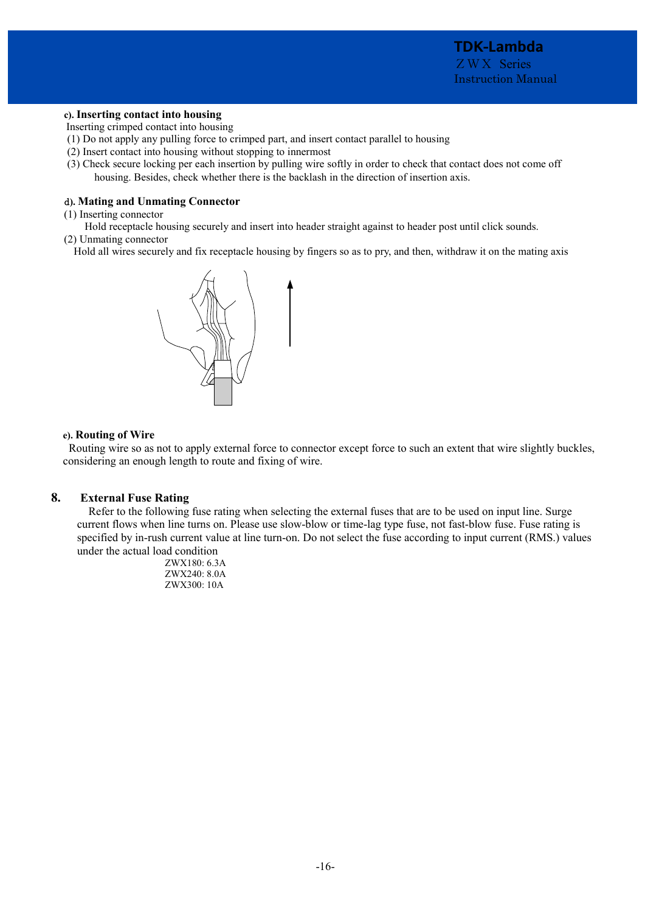#### c). Inserting contact into housing

Inserting crimped contact into housing

(1) Do not apply any pulling force to crimped part, and insert contact parallel to housing

(2) Insert contact into housing without stopping to innermost

(3) Check secure locking per each insertion by pulling wire softly in order to check that contact does not come off housing. Besides, check whether there is the backlash in the direction of insertion axis.

#### d). Mating and Unmating Connector

(1) Inserting connector

Hold receptacle housing securely and insert into header straight against to header post until click sounds.

(2) Unmating connector

Hold all wires securely and fix receptacle housing by fingers so as to pry, and then, withdraw it on the mating axis

#### e). Routing of Wire

Routing wire so as not to apply external force to connector except force to such an extent that wire slightly buckles, considering an enough length to route and fixing of wire.

## 8. External Fuse Rating

Refer to the following fuse rating when selecting the external fuses that are to be used on input line. Surge current flows when line turns on. Please use slow-blow or time-lag type fuse, not fast-blow fuse. Fuse rating is specified by in-rush current value at line turn-on. Do not select the fuse according to input current (RMS.) values under the actual load condition

ZWX180: 6.3A
ZWX240: 8.0A
ZWX300: 10A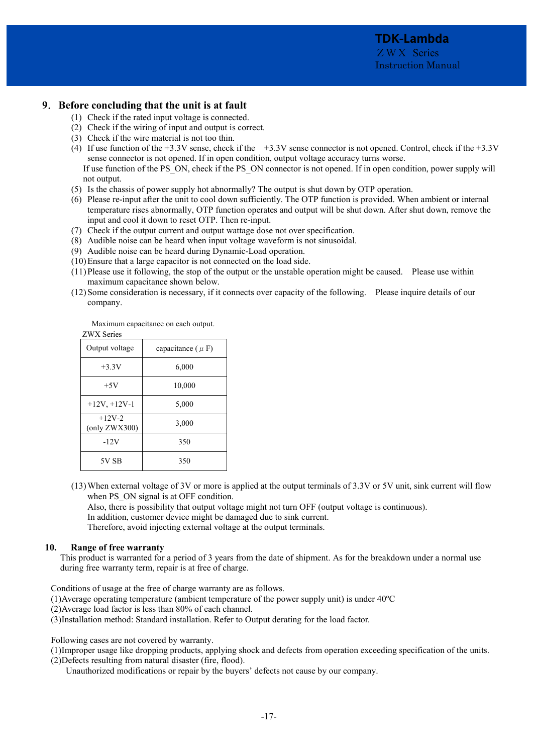## 9. Before concluding that the unit is at fault

(1) Check if the rated input voltage is connected.
(2) Check if the wiring of input and output is correct.
(3) Check if the wire material is not too thin.
(4) If use function of the +3.3V sense, check if the +3.3V sense connector is not opened. Control, check if the +3.3V sense connector is not opened. If in open condition, output voltage accuracy turns worse.
If use function of the PS_ON, check if the PS_ON connector is not opened. If in open condition, power supply will not output.
(5) Is the chassis of power supply hot abnormally? The output is shut down by OTP operation.
(6) Please re-input after the unit to cool down sufficiently. The OTP function is provided. When ambient or internal temperature rises abnormally, OTP function operates and output will be shut down. After shut down, remove the input and cool it down to reset OTP. Then re-input.
(7) Check if the output current and output wattage dose not over specification.
(8) Audible noise can be heard when input voltage waveform is not sinusoidal.
(9) Audible noise can be heard during Dynamic-Load operation.
(10) Ensure that a large capacitor is not connected on the load side.
(11) Please use it following, the stop of the output or the unstable operation might be caused. Please use within maximum capacitance shown below.
(12) Some consideration is necessary, if it connects over capacity of the following. Please inquire details of our company.

Maximum capacitance on each output.

ZWX Series

| Output voltage | capacitance ( μ F) |
|---|---|
| +3.3V | 6,000 |
| +5V | 10,000 |
| +12V, +12V-1 | 5,000 |
| +12V-2 (only ZWX300) | 3,000 |
| -12V | 350 |
| 5V SB | 350 |

(13) When external voltage of 3V or more is applied at the output terminals of 3.3V or 5V unit, sink current will flow when PS_ON signal is at OFF condition.
Also, there is possibility that output voltage might not turn OFF (output voltage is continuous).
In addition, customer device might be damaged due to sink current.
Therefore, avoid injecting external voltage at the output terminals.

## 10. Range of free warranty

This product is warranted for a period of 3 years from the date of shipment. As for the breakdown under a normal use during free warranty term, repair is at free of charge.

Conditions of usage at the free of charge warranty are as follows.
(1)Average operating temperature (ambient temperature of the power supply unit) is under 40ºC
(2)Average load factor is less than 80% of each channel.
(3)Installation method: Standard installation. Refer to Output derating for the load factor.

Following cases are not covered by warranty.
(1)Improper usage like dropping products, applying shock and defects from operation exceeding specification of the units.
(2)Defects resulting from natural disaster (fire, flood).
Unauthorized modifications or repair by the buyers' defects not cause by our company.